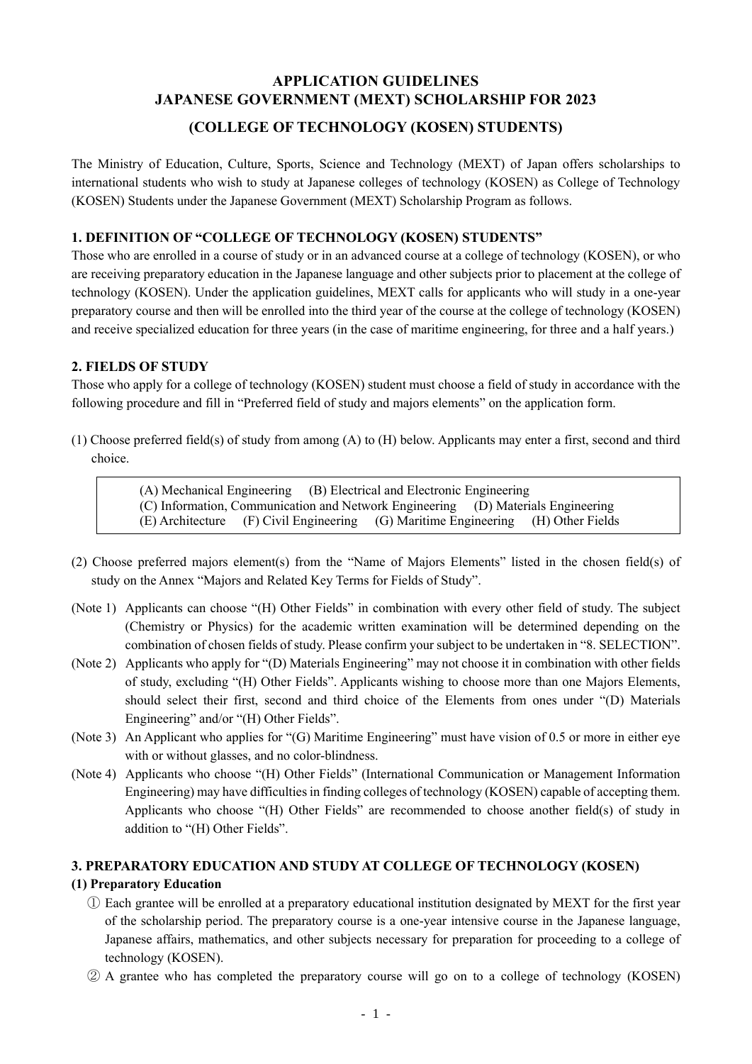# APPLICATION GUIDELINES
# JAPANESE GOVERNMENT (MEXT) SCHOLARSHIP FOR 2023
## (COLLEGE OF TECHNOLOGY (KOSEN) STUDENTS)

The Ministry of Education, Culture, Sports, Science and Technology (MEXT) of Japan offers scholarships to international students who wish to study at Japanese colleges of technology (KOSEN) as College of Technology (KOSEN) Students under the Japanese Government (MEXT) Scholarship Program as follows.

### 1. DEFINITION OF "COLLEGE OF TECHNOLOGY (KOSEN) STUDENTS"

Those who are enrolled in a course of study or in an advanced course at a college of technology (KOSEN), or who are receiving preparatory education in the Japanese language and other subjects prior to placement at the college of technology (KOSEN). Under the application guidelines, MEXT calls for applicants who will study in a one-year preparatory course and then will be enrolled into the third year of the course at the college of technology (KOSEN) and receive specialized education for three years (in the case of maritime engineering, for three and a half years.)

### 2. FIELDS OF STUDY

Those who apply for a college of technology (KOSEN) student must choose a field of study in accordance with the following procedure and fill in "Preferred field of study and majors elements" on the application form.

(1) Choose preferred field(s) of study from among (A) to (H) below. Applicants may enter a first, second and third choice.

> (A) Mechanical Engineering (B) Electrical and Electronic Engineering
> (C) Information, Communication and Network Engineering (D) Materials Engineering
> (E) Architecture (F) Civil Engineering (G) Maritime Engineering (H) Other Fields

(2) Choose preferred majors element(s) from the "Name of Majors Elements" listed in the chosen field(s) of study on the Annex "Majors and Related Key Terms for Fields of Study".

(Note 1) Applicants can choose "(H) Other Fields" in combination with every other field of study. The subject (Chemistry or Physics) for the academic written examination will be determined depending on the combination of chosen fields of study. Please confirm your subject to be undertaken in "8. SELECTION".

(Note 2) Applicants who apply for "(D) Materials Engineering" may not choose it in combination with other fields of study, excluding "(H) Other Fields". Applicants wishing to choose more than one Majors Elements, should select their first, second and third choice of the Elements from ones under "(D) Materials Engineering" and/or "(H) Other Fields".

(Note 3) An Applicant who applies for "(G) Maritime Engineering" must have vision of 0.5 or more in either eye with or without glasses, and no color-blindness.

(Note 4) Applicants who choose "(H) Other Fields" (International Communication or Management Information Engineering) may have difficulties in finding colleges of technology (KOSEN) capable of accepting them. Applicants who choose "(H) Other Fields" are recommended to choose another field(s) of study in addition to "(H) Other Fields".

### 3. PREPARATORY EDUCATION AND STUDY AT COLLEGE OF TECHNOLOGY (KOSEN)

#### (1) Preparatory Education

① Each grantee will be enrolled at a preparatory educational institution designated by MEXT for the first year of the scholarship period. The preparatory course is a one-year intensive course in the Japanese language, Japanese affairs, mathematics, and other subjects necessary for preparation for proceeding to a college of technology (KOSEN).

② A grantee who has completed the preparatory course will go on to a college of technology (KOSEN)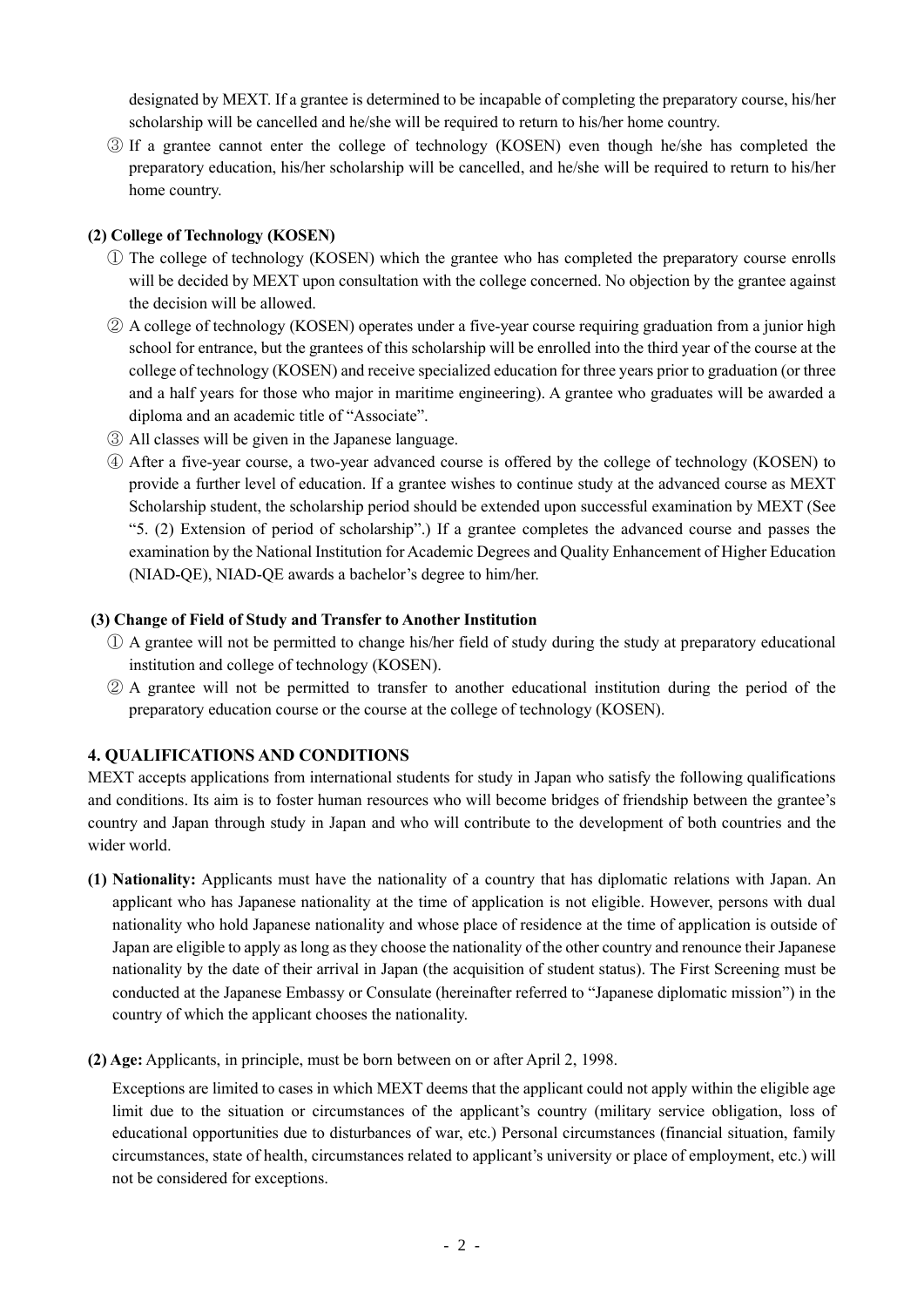designated by MEXT. If a grantee is determined to be incapable of completing the preparatory course, his/her scholarship will be cancelled and he/she will be required to return to his/her home country.

③ If a grantee cannot enter the college of technology (KOSEN) even though he/she has completed the preparatory education, his/her scholarship will be cancelled, and he/she will be required to return to his/her home country.

**(2) College of Technology (KOSEN)**

① The college of technology (KOSEN) which the grantee who has completed the preparatory course enrolls will be decided by MEXT upon consultation with the college concerned. No objection by the grantee against the decision will be allowed.

② A college of technology (KOSEN) operates under a five-year course requiring graduation from a junior high school for entrance, but the grantees of this scholarship will be enrolled into the third year of the course at the college of technology (KOSEN) and receive specialized education for three years prior to graduation (or three and a half years for those who major in maritime engineering). A grantee who graduates will be awarded a diploma and an academic title of "Associate".

③ All classes will be given in the Japanese language.

④ After a five-year course, a two-year advanced course is offered by the college of technology (KOSEN) to provide a further level of education. If a grantee wishes to continue study at the advanced course as MEXT Scholarship student, the scholarship period should be extended upon successful examination by MEXT (See "5. (2) Extension of period of scholarship".) If a grantee completes the advanced course and passes the examination by the National Institution for Academic Degrees and Quality Enhancement of Higher Education (NIAD-QE), NIAD-QE awards a bachelor's degree to him/her.

**(3) Change of Field of Study and Transfer to Another Institution**

① A grantee will not be permitted to change his/her field of study during the study at preparatory educational institution and college of technology (KOSEN).

② A grantee will not be permitted to transfer to another educational institution during the period of the preparatory education course or the course at the college of technology (KOSEN).

## 4. QUALIFICATIONS AND CONDITIONS

MEXT accepts applications from international students for study in Japan who satisfy the following qualifications and conditions. Its aim is to foster human resources who will become bridges of friendship between the grantee's country and Japan through study in Japan and who will contribute to the development of both countries and the wider world.

**(1) Nationality:** Applicants must have the nationality of a country that has diplomatic relations with Japan. An applicant who has Japanese nationality at the time of application is not eligible. However, persons with dual nationality who hold Japanese nationality and whose place of residence at the time of application is outside of Japan are eligible to apply as long as they choose the nationality of the other country and renounce their Japanese nationality by the date of their arrival in Japan (the acquisition of student status). The First Screening must be conducted at the Japanese Embassy or Consulate (hereinafter referred to "Japanese diplomatic mission") in the country of which the applicant chooses the nationality.

**(2) Age:** Applicants, in principle, must be born between on or after April 2, 1998.

Exceptions are limited to cases in which MEXT deems that the applicant could not apply within the eligible age limit due to the situation or circumstances of the applicant's country (military service obligation, loss of educational opportunities due to disturbances of war, etc.) Personal circumstances (financial situation, family circumstances, state of health, circumstances related to applicant's university or place of employment, etc.) will not be considered for exceptions.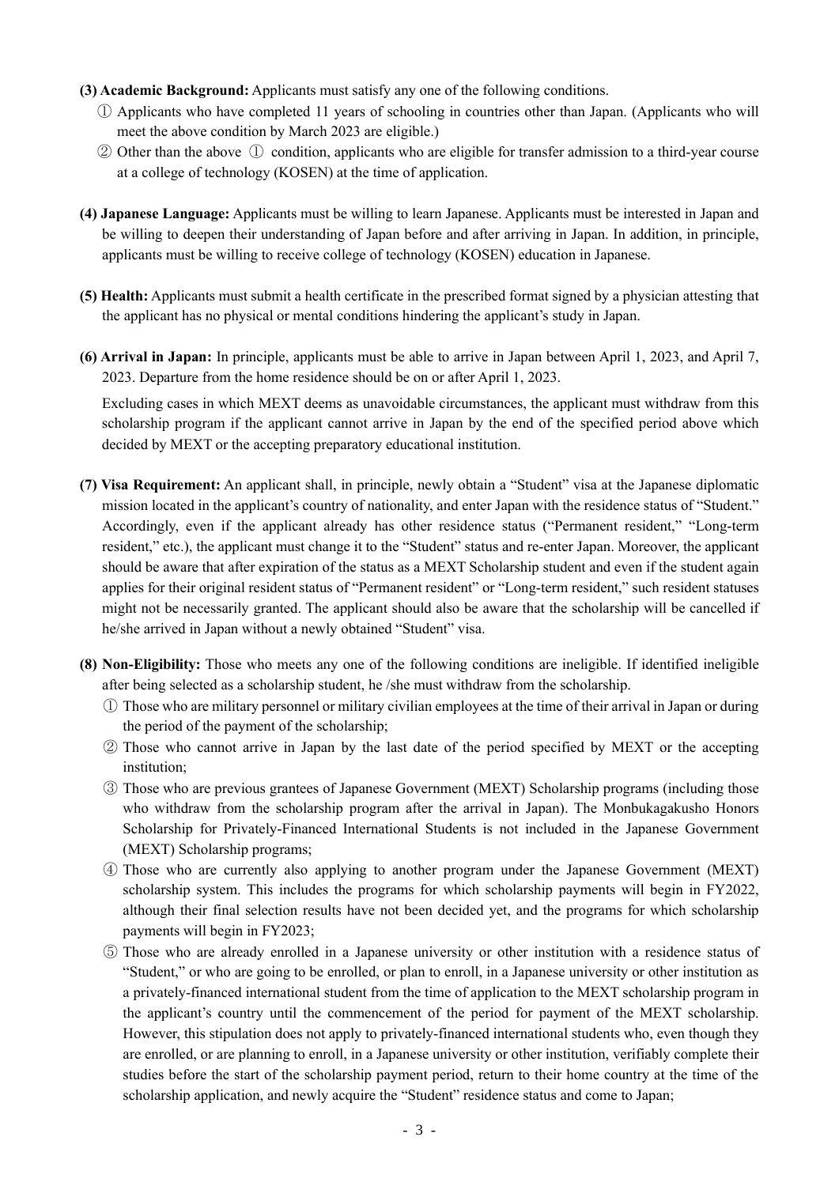**(3) Academic Background:** Applicants must satisfy any one of the following conditions.

① Applicants who have completed 11 years of schooling in countries other than Japan. (Applicants who will meet the above condition by March 2023 are eligible.)

② Other than the above ① condition, applicants who are eligible for transfer admission to a third-year course at a college of technology (KOSEN) at the time of application.

**(4) Japanese Language:** Applicants must be willing to learn Japanese. Applicants must be interested in Japan and be willing to deepen their understanding of Japan before and after arriving in Japan. In addition, in principle, applicants must be willing to receive college of technology (KOSEN) education in Japanese.

**(5) Health:** Applicants must submit a health certificate in the prescribed format signed by a physician attesting that the applicant has no physical or mental conditions hindering the applicant's study in Japan.

**(6) Arrival in Japan:** In principle, applicants must be able to arrive in Japan between April 1, 2023, and April 7, 2023. Departure from the home residence should be on or after April 1, 2023.

Excluding cases in which MEXT deems as unavoidable circumstances, the applicant must withdraw from this scholarship program if the applicant cannot arrive in Japan by the end of the specified period above which decided by MEXT or the accepting preparatory educational institution.

**(7) Visa Requirement:** An applicant shall, in principle, newly obtain a "Student" visa at the Japanese diplomatic mission located in the applicant's country of nationality, and enter Japan with the residence status of "Student." Accordingly, even if the applicant already has other residence status ("Permanent resident," "Long-term resident," etc.), the applicant must change it to the "Student" status and re-enter Japan. Moreover, the applicant should be aware that after expiration of the status as a MEXT Scholarship student and even if the student again applies for their original resident status of "Permanent resident" or "Long-term resident," such resident statuses might not be necessarily granted. The applicant should also be aware that the scholarship will be cancelled if he/she arrived in Japan without a newly obtained "Student" visa.

**(8) Non-Eligibility:** Those who meets any one of the following conditions are ineligible. If identified ineligible after being selected as a scholarship student, he /she must withdraw from the scholarship.

① Those who are military personnel or military civilian employees at the time of their arrival in Japan or during the period of the payment of the scholarship;

② Those who cannot arrive in Japan by the last date of the period specified by MEXT or the accepting institution;

③ Those who are previous grantees of Japanese Government (MEXT) Scholarship programs (including those who withdraw from the scholarship program after the arrival in Japan). The Monbukagakusho Honors Scholarship for Privately-Financed International Students is not included in the Japanese Government (MEXT) Scholarship programs;

④ Those who are currently also applying to another program under the Japanese Government (MEXT) scholarship system. This includes the programs for which scholarship payments will begin in FY2022, although their final selection results have not been decided yet, and the programs for which scholarship payments will begin in FY2023;

⑤ Those who are already enrolled in a Japanese university or other institution with a residence status of "Student," or who are going to be enrolled, or plan to enroll, in a Japanese university or other institution as a privately-financed international student from the time of application to the MEXT scholarship program in the applicant's country until the commencement of the period for payment of the MEXT scholarship. However, this stipulation does not apply to privately-financed international students who, even though they are enrolled, or are planning to enroll, in a Japanese university or other institution, verifiably complete their studies before the start of the scholarship payment period, return to their home country at the time of the scholarship application, and newly acquire the "Student" residence status and come to Japan;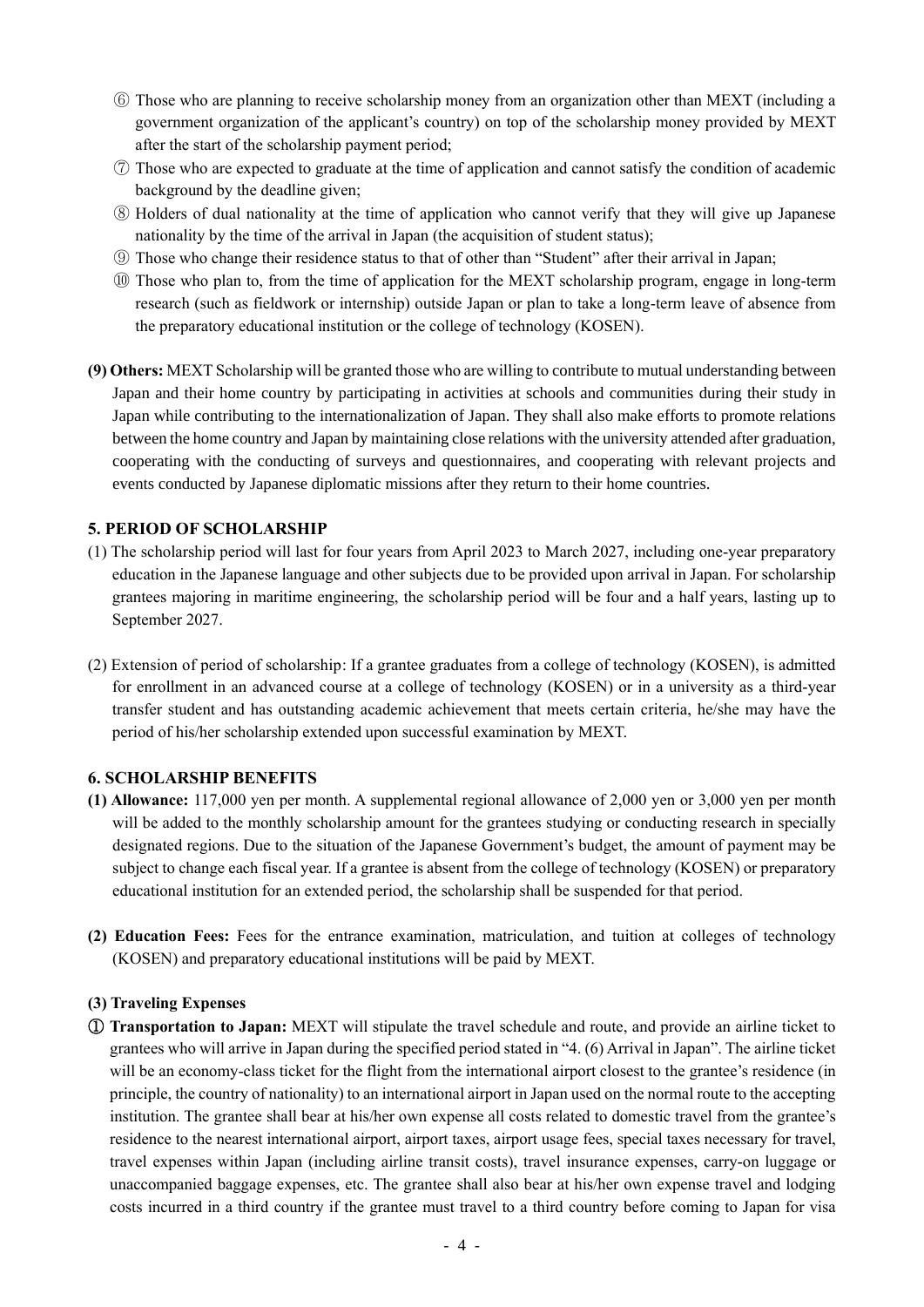⑥ Those who are planning to receive scholarship money from an organization other than MEXT (including a government organization of the applicant's country) on top of the scholarship money provided by MEXT after the start of the scholarship payment period;

⑦ Those who are expected to graduate at the time of application and cannot satisfy the condition of academic background by the deadline given;

⑧ Holders of dual nationality at the time of application who cannot verify that they will give up Japanese nationality by the time of the arrival in Japan (the acquisition of student status);

⑨ Those who change their residence status to that of other than "Student" after their arrival in Japan;

⑩ Those who plan to, from the time of application for the MEXT scholarship program, engage in long-term research (such as fieldwork or internship) outside Japan or plan to take a long-term leave of absence from the preparatory educational institution or the college of technology (KOSEN).

**(9) Others:** MEXT Scholarship will be granted those who are willing to contribute to mutual understanding between Japan and their home country by participating in activities at schools and communities during their study in Japan while contributing to the internationalization of Japan. They shall also make efforts to promote relations between the home country and Japan by maintaining close relations with the university attended after graduation, cooperating with the conducting of surveys and questionnaires, and cooperating with relevant projects and events conducted by Japanese diplomatic missions after they return to their home countries.

## 5. PERIOD OF SCHOLARSHIP

(1) The scholarship period will last for four years from April 2023 to March 2027, including one-year preparatory education in the Japanese language and other subjects due to be provided upon arrival in Japan. For scholarship grantees majoring in maritime engineering, the scholarship period will be four and a half years, lasting up to September 2027.

(2) Extension of period of scholarship: If a grantee graduates from a college of technology (KOSEN), is admitted for enrollment in an advanced course at a college of technology (KOSEN) or in a university as a third-year transfer student and has outstanding academic achievement that meets certain criteria, he/she may have the period of his/her scholarship extended upon successful examination by MEXT.

## 6. SCHOLARSHIP BENEFITS

**(1) Allowance:** 117,000 yen per month. A supplemental regional allowance of 2,000 yen or 3,000 yen per month will be added to the monthly scholarship amount for the grantees studying or conducting research in specially designated regions. Due to the situation of the Japanese Government's budget, the amount of payment may be subject to change each fiscal year. If a grantee is absent from the college of technology (KOSEN) or preparatory educational institution for an extended period, the scholarship shall be suspended for that period.

**(2) Education Fees:** Fees for the entrance examination, matriculation, and tuition at colleges of technology (KOSEN) and preparatory educational institutions will be paid by MEXT.

**(3) Traveling Expenses**

① **Transportation to Japan:** MEXT will stipulate the travel schedule and route, and provide an airline ticket to grantees who will arrive in Japan during the specified period stated in "4. (6) Arrival in Japan". The airline ticket will be an economy-class ticket for the flight from the international airport closest to the grantee's residence (in principle, the country of nationality) to an international airport in Japan used on the normal route to the accepting institution. The grantee shall bear at his/her own expense all costs related to domestic travel from the grantee's residence to the nearest international airport, airport taxes, airport usage fees, special taxes necessary for travel, travel expenses within Japan (including airline transit costs), travel insurance expenses, carry-on luggage or unaccompanied baggage expenses, etc. The grantee shall also bear at his/her own expense travel and lodging costs incurred in a third country if the grantee must travel to a third country before coming to Japan for visa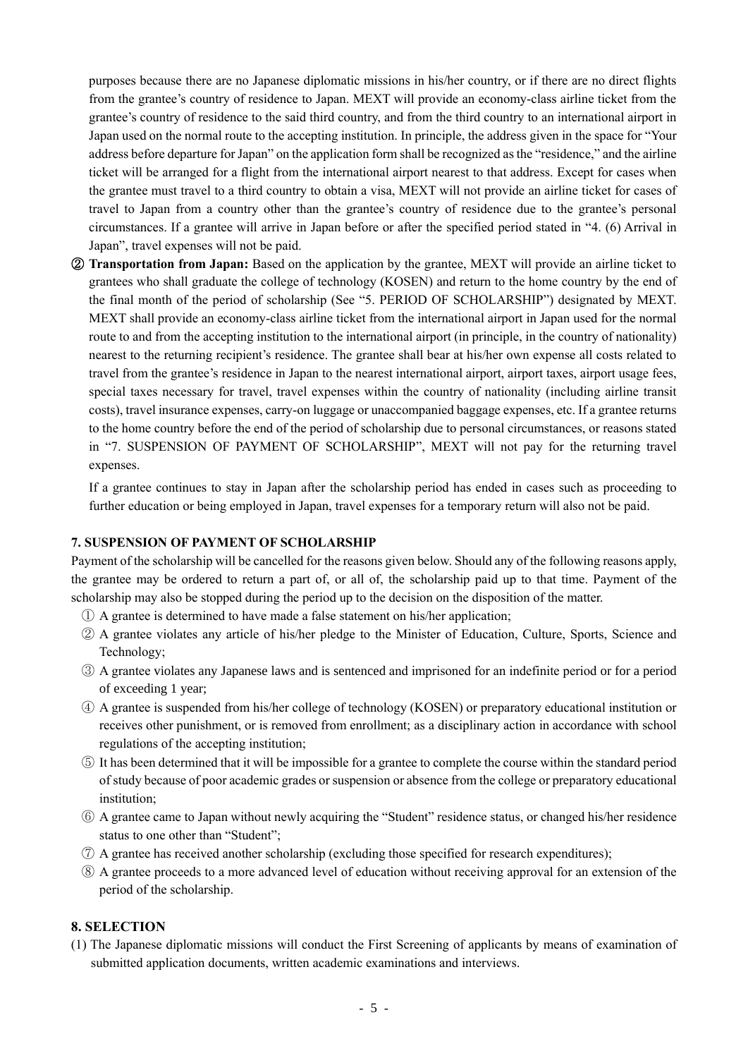purposes because there are no Japanese diplomatic missions in his/her country, or if there are no direct flights from the grantee's country of residence to Japan. MEXT will provide an economy-class airline ticket from the grantee's country of residence to the said third country, and from the third country to an international airport in Japan used on the normal route to the accepting institution. In principle, the address given in the space for "Your address before departure for Japan" on the application form shall be recognized as the "residence," and the airline ticket will be arranged for a flight from the international airport nearest to that address. Except for cases when the grantee must travel to a third country to obtain a visa, MEXT will not provide an airline ticket for cases of travel to Japan from a country other than the grantee's country of residence due to the grantee's personal circumstances. If a grantee will arrive in Japan before or after the specified period stated in "4. (6) Arrival in Japan", travel expenses will not be paid.

② **Transportation from Japan:** Based on the application by the grantee, MEXT will provide an airline ticket to grantees who shall graduate the college of technology (KOSEN) and return to the home country by the end of the final month of the period of scholarship (See "5. PERIOD OF SCHOLARSHIP") designated by MEXT. MEXT shall provide an economy-class airline ticket from the international airport in Japan used for the normal route to and from the accepting institution to the international airport (in principle, in the country of nationality) nearest to the returning recipient's residence. The grantee shall bear at his/her own expense all costs related to travel from the grantee's residence in Japan to the nearest international airport, airport taxes, airport usage fees, special taxes necessary for travel, travel expenses within the country of nationality (including airline transit costs), travel insurance expenses, carry-on luggage or unaccompanied baggage expenses, etc. If a grantee returns to the home country before the end of the period of scholarship due to personal circumstances, or reasons stated in "7. SUSPENSION OF PAYMENT OF SCHOLARSHIP", MEXT will not pay for the returning travel expenses.

If a grantee continues to stay in Japan after the scholarship period has ended in cases such as proceeding to further education or being employed in Japan, travel expenses for a temporary return will also not be paid.

## 7. SUSPENSION OF PAYMENT OF SCHOLARSHIP

Payment of the scholarship will be cancelled for the reasons given below. Should any of the following reasons apply, the grantee may be ordered to return a part of, or all of, the scholarship paid up to that time. Payment of the scholarship may also be stopped during the period up to the decision on the disposition of the matter.

① A grantee is determined to have made a false statement on his/her application;

② A grantee violates any article of his/her pledge to the Minister of Education, Culture, Sports, Science and Technology;

③ A grantee violates any Japanese laws and is sentenced and imprisoned for an indefinite period or for a period of exceeding 1 year;

④ A grantee is suspended from his/her college of technology (KOSEN) or preparatory educational institution or receives other punishment, or is removed from enrollment; as a disciplinary action in accordance with school regulations of the accepting institution;

⑤ It has been determined that it will be impossible for a grantee to complete the course within the standard period of study because of poor academic grades or suspension or absence from the college or preparatory educational institution;

⑥ A grantee came to Japan without newly acquiring the "Student" residence status, or changed his/her residence status to one other than "Student";

⑦ A grantee has received another scholarship (excluding those specified for research expenditures);

⑧ A grantee proceeds to a more advanced level of education without receiving approval for an extension of the period of the scholarship.

## 8. SELECTION

(1) The Japanese diplomatic missions will conduct the First Screening of applicants by means of examination of submitted application documents, written academic examinations and interviews.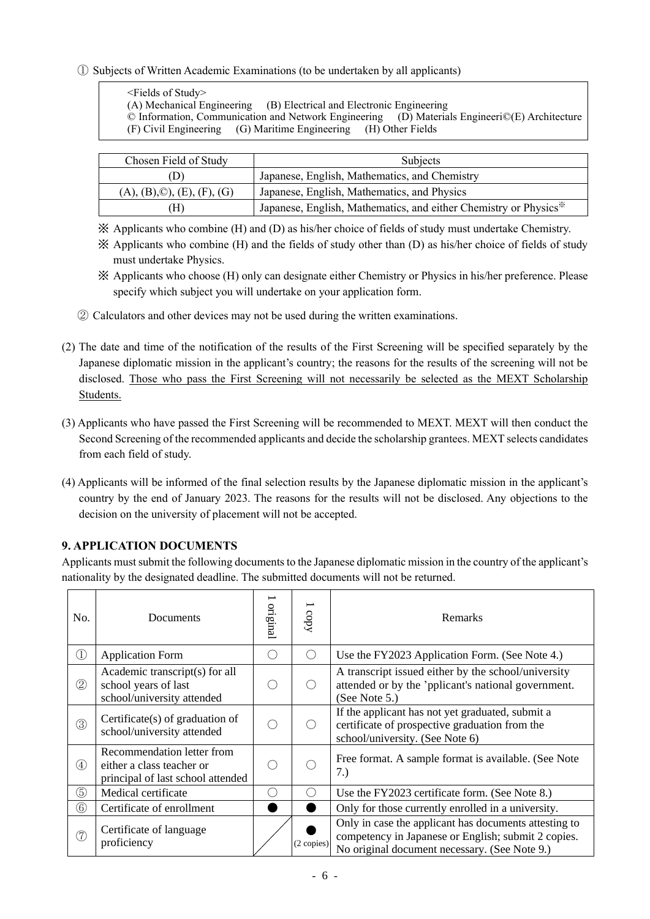① Subjects of Written Academic Examinations (to be undertaken by all applicants)

> <Fields of Study>
> (A) Mechanical Engineering (B) Electrical and Electronic Engineering
> © Information, Communication and Network Engineering (D) Materials Engineeri©(E) Architecture
> (F) Civil Engineering (G) Maritime Engineering (H) Other Fields

| Chosen Field of Study | Subjects |
|---|---|
| (D) | Japanese, English, Mathematics, and Chemistry |
| (A), (B),©), (E), (F), (G) | Japanese, English, Mathematics, and Physics |
| (H) | Japanese, English, Mathematics, and either Chemistry or Physics※ |

※ Applicants who combine (H) and (D) as his/her choice of fields of study must undertake Chemistry.

※ Applicants who combine (H) and the fields of study other than (D) as his/her choice of fields of study must undertake Physics.

※ Applicants who choose (H) only can designate either Chemistry or Physics in his/her preference. Please specify which subject you will undertake on your application form.

② Calculators and other devices may not be used during the written examinations.

(2) The date and time of the notification of the results of the First Screening will be specified separately by the Japanese diplomatic mission in the applicant's country; the reasons for the results of the screening will not be disclosed. Those who pass the First Screening will not necessarily be selected as the MEXT Scholarship Students.

(3) Applicants who have passed the First Screening will be recommended to MEXT. MEXT will then conduct the Second Screening of the recommended applicants and decide the scholarship grantees. MEXT selects candidates from each field of study.

(4) Applicants will be informed of the final selection results by the Japanese diplomatic mission in the applicant's country by the end of January 2023. The reasons for the results will not be disclosed. Any objections to the decision on the university of placement will not be accepted.

## 9. APPLICATION DOCUMENTS

Applicants must submit the following documents to the Japanese diplomatic mission in the country of the applicant's nationality by the designated deadline. The submitted documents will not be returned.

| No. | Documents | 1 original | 1 copy | Remarks |
|---|---|---|---|---|
| ① | Application Form | ○ | ○ | Use the FY2023 Application Form. (See Note 4.) |
| ② | Academic transcript(s) for all school years of last school/university attended | ○ | ○ | A transcript issued either by the school/university attended or by the 'pplicant's national government. (See Note 5.) |
| ③ | Certificate(s) of graduation of school/university attended | ○ | ○ | If the applicant has not yet graduated, submit a certificate of prospective graduation from the school/university. (See Note 6) |
| ④ | Recommendation letter from either a class teacher or principal of last school attended | ○ | ○ | Free format. A sample format is available. (See Note 7.) |
| ⑤ | Medical certificate | ○ | ○ | Use the FY2023 certificate form. (See Note 8.) |
| ⑥ | Certificate of enrollment | ● | ● | Only for those currently enrolled in a university. |
| ⑦ | Certificate of language proficiency | | ● (2 copies) | Only in case the applicant has documents attesting to competency in Japanese or English; submit 2 copies. No original document necessary. (See Note 9.) |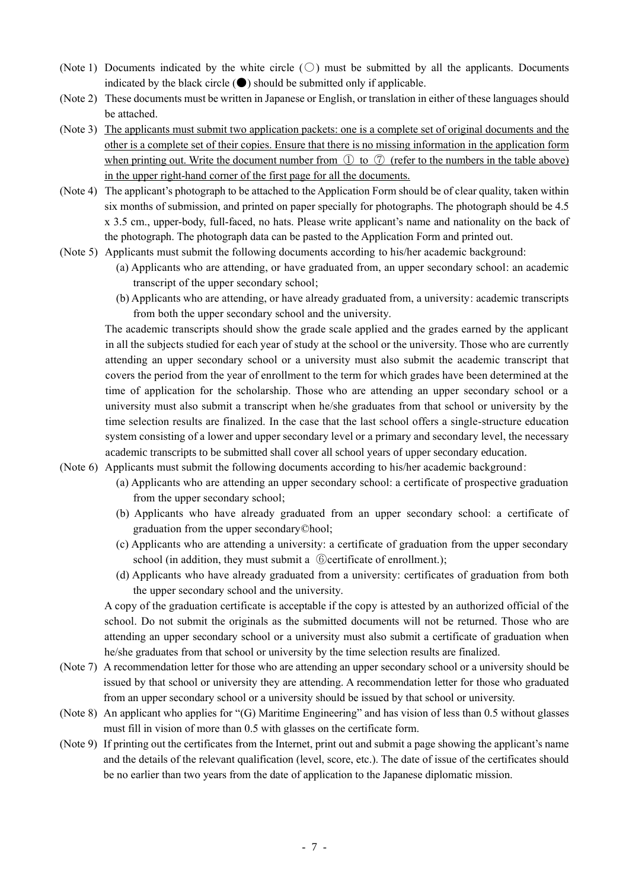(Note 1) Documents indicated by the white circle (○) must be submitted by all the applicants. Documents indicated by the black circle (●) should be submitted only if applicable.

(Note 2) These documents must be written in Japanese or English, or translation in either of these languages should be attached.

(Note 3) The applicants must submit two application packets: one is a complete set of original documents and the other is a complete set of their copies. Ensure that there is no missing information in the application form when printing out. Write the document number from ① to ⑦ (refer to the numbers in the table above) in the upper right-hand corner of the first page for all the documents.

(Note 4) The applicant's photograph to be attached to the Application Form should be of clear quality, taken within six months of submission, and printed on paper specially for photographs. The photograph should be 4.5 x 3.5 cm., upper-body, full-faced, no hats. Please write applicant's name and nationality on the back of the photograph. The photograph data can be pasted to the Application Form and printed out.

(Note 5) Applicants must submit the following documents according to his/her academic background:

- (a) Applicants who are attending, or have graduated from, an upper secondary school: an academic transcript of the upper secondary school;
- (b) Applicants who are attending, or have already graduated from, a university: academic transcripts from both the upper secondary school and the university.

The academic transcripts should show the grade scale applied and the grades earned by the applicant in all the subjects studied for each year of study at the school or the university. Those who are currently attending an upper secondary school or a university must also submit the academic transcript that covers the period from the year of enrollment to the term for which grades have been determined at the time of application for the scholarship. Those who are attending an upper secondary school or a university must also submit a transcript when he/she graduates from that school or university by the time selection results are finalized. In the case that the last school offers a single-structure education system consisting of a lower and upper secondary level or a primary and secondary level, the necessary academic transcripts to be submitted shall cover all school years of upper secondary education.

(Note 6) Applicants must submit the following documents according to his/her academic background:

- (a) Applicants who are attending an upper secondary school: a certificate of prospective graduation from the upper secondary school;
- (b) Applicants who have already graduated from an upper secondary school: a certificate of graduation from the upper secondary©hool;
- (c) Applicants who are attending a university: a certificate of graduation from the upper secondary school (in addition, they must submit a ⑥certificate of enrollment.);
- (d) Applicants who have already graduated from a university: certificates of graduation from both the upper secondary school and the university.

A copy of the graduation certificate is acceptable if the copy is attested by an authorized official of the school. Do not submit the originals as the submitted documents will not be returned. Those who are attending an upper secondary school or a university must also submit a certificate of graduation when he/she graduates from that school or university by the time selection results are finalized.

(Note 7) A recommendation letter for those who are attending an upper secondary school or a university should be issued by that school or university they are attending. A recommendation letter for those who graduated from an upper secondary school or a university should be issued by that school or university.

(Note 8) An applicant who applies for "(G) Maritime Engineering" and has vision of less than 0.5 without glasses must fill in vision of more than 0.5 with glasses on the certificate form.

(Note 9) If printing out the certificates from the Internet, print out and submit a page showing the applicant's name and the details of the relevant qualification (level, score, etc.). The date of issue of the certificates should be no earlier than two years from the date of application to the Japanese diplomatic mission.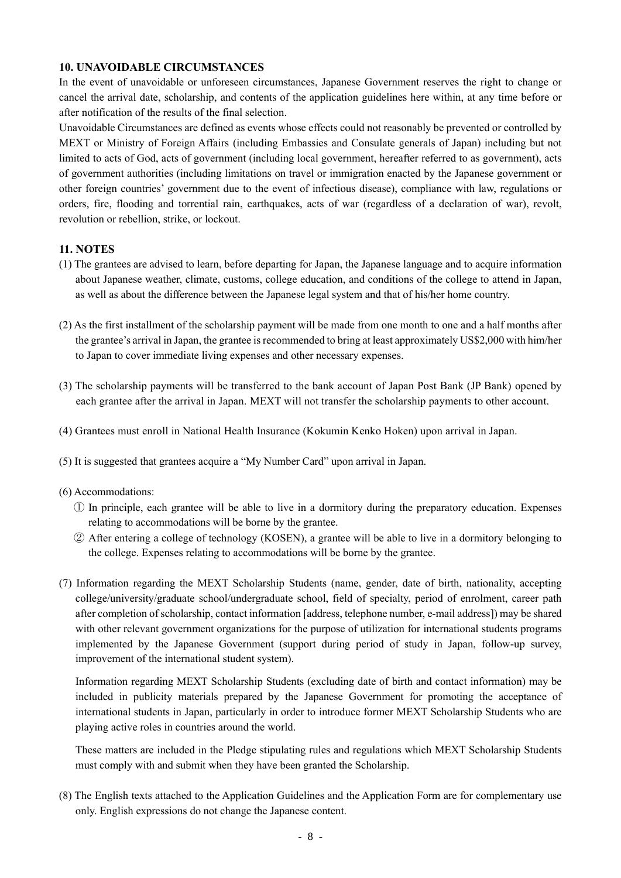## 10. UNAVOIDABLE CIRCUMSTANCES

In the event of unavoidable or unforeseen circumstances, Japanese Government reserves the right to change or cancel the arrival date, scholarship, and contents of the application guidelines here within, at any time before or after notification of the results of the final selection.

Unavoidable Circumstances are defined as events whose effects could not reasonably be prevented or controlled by MEXT or Ministry of Foreign Affairs (including Embassies and Consulate generals of Japan) including but not limited to acts of God, acts of government (including local government, hereafter referred to as government), acts of government authorities (including limitations on travel or immigration enacted by the Japanese government or other foreign countries' government due to the event of infectious disease), compliance with law, regulations or orders, fire, flooding and torrential rain, earthquakes, acts of war (regardless of a declaration of war), revolt, revolution or rebellion, strike, or lockout.

## 11. NOTES

(1) The grantees are advised to learn, before departing for Japan, the Japanese language and to acquire information about Japanese weather, climate, customs, college education, and conditions of the college to attend in Japan, as well as about the difference between the Japanese legal system and that of his/her home country.

(2) As the first installment of the scholarship payment will be made from one month to one and a half months after the grantee's arrival in Japan, the grantee is recommended to bring at least approximately US$2,000 with him/her to Japan to cover immediate living expenses and other necessary expenses.

(3) The scholarship payments will be transferred to the bank account of Japan Post Bank (JP Bank) opened by each grantee after the arrival in Japan. MEXT will not transfer the scholarship payments to other account.

(4) Grantees must enroll in National Health Insurance (Kokumin Kenko Hoken) upon arrival in Japan.

(5) It is suggested that grantees acquire a "My Number Card" upon arrival in Japan.

(6) Accommodations:

① In principle, each grantee will be able to live in a dormitory during the preparatory education. Expenses relating to accommodations will be borne by the grantee.

② After entering a college of technology (KOSEN), a grantee will be able to live in a dormitory belonging to the college. Expenses relating to accommodations will be borne by the grantee.

(7) Information regarding the MEXT Scholarship Students (name, gender, date of birth, nationality, accepting college/university/graduate school/undergraduate school, field of specialty, period of enrolment, career path after completion of scholarship, contact information [address, telephone number, e-mail address]) may be shared with other relevant government organizations for the purpose of utilization for international students programs implemented by the Japanese Government (support during period of study in Japan, follow-up survey, improvement of the international student system).

Information regarding MEXT Scholarship Students (excluding date of birth and contact information) may be included in publicity materials prepared by the Japanese Government for promoting the acceptance of international students in Japan, particularly in order to introduce former MEXT Scholarship Students who are playing active roles in countries around the world.

These matters are included in the Pledge stipulating rules and regulations which MEXT Scholarship Students must comply with and submit when they have been granted the Scholarship.

(8) The English texts attached to the Application Guidelines and the Application Form are for complementary use only. English expressions do not change the Japanese content.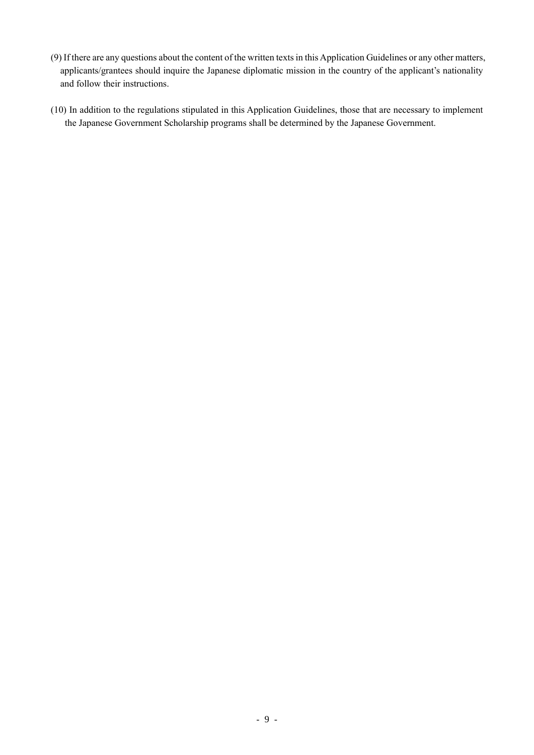(9) If there are any questions about the content of the written texts in this Application Guidelines or any other matters, applicants/grantees should inquire the Japanese diplomatic mission in the country of the applicant's nationality and follow their instructions.

(10) In addition to the regulations stipulated in this Application Guidelines, those that are necessary to implement the Japanese Government Scholarship programs shall be determined by the Japanese Government.